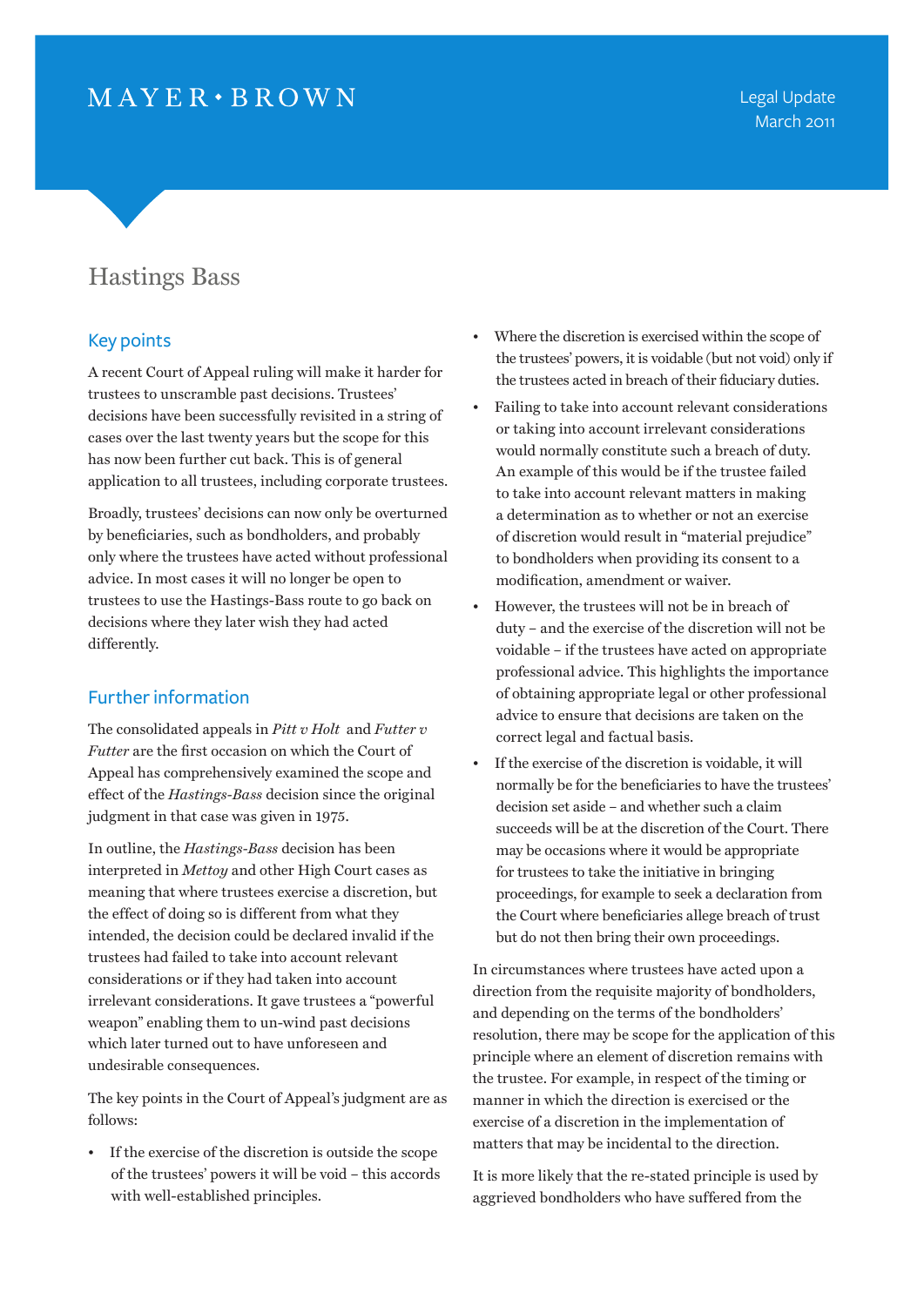MAYER • BROWN

Legal Update
March 2011

# Hastings Bass

## Key points

A recent Court of Appeal ruling will make it harder for trustees to unscramble past decisions. Trustees' decisions have been successfully revisited in a string of cases over the last twenty years but the scope for this has now been further cut back. This is of general application to all trustees, including corporate trustees.

Broadly, trustees' decisions can now only be overturned by beneficiaries, such as bondholders, and probably only where the trustees have acted without professional advice. In most cases it will no longer be open to trustees to use the Hastings-Bass route to go back on decisions where they later wish they had acted differently.

## Further information

The consolidated appeals in *Pitt v Holt* and *Futter v Futter* are the first occasion on which the Court of Appeal has comprehensively examined the scope and effect of the *Hastings-Bass* decision since the original judgment in that case was given in 1975.

In outline, the *Hastings-Bass* decision has been interpreted in *Mettoy* and other High Court cases as meaning that where trustees exercise a discretion, but the effect of doing so is different from what they intended, the decision could be declared invalid if the trustees had failed to take into account relevant considerations or if they had taken into account irrelevant considerations. It gave trustees a "powerful weapon" enabling them to un-wind past decisions which later turned out to have unforeseen and undesirable consequences.

The key points in the Court of Appeal's judgment are as follows:

- If the exercise of the discretion is outside the scope of the trustees' powers it will be void – this accords with well-established principles.
- Where the discretion is exercised within the scope of the trustees' powers, it is voidable (but not void) only if the trustees acted in breach of their fiduciary duties.
- Failing to take into account relevant considerations or taking into account irrelevant considerations would normally constitute such a breach of duty. An example of this would be if the trustee failed to take into account relevant matters in making a determination as to whether or not an exercise of discretion would result in "material prejudice" to bondholders when providing its consent to a modification, amendment or waiver.
- However, the trustees will not be in breach of duty – and the exercise of the discretion will not be voidable – if the trustees have acted on appropriate professional advice. This highlights the importance of obtaining appropriate legal or other professional advice to ensure that decisions are taken on the correct legal and factual basis.
- If the exercise of the discretion is voidable, it will normally be for the beneficiaries to have the trustees' decision set aside – and whether such a claim succeeds will be at the discretion of the Court. There may be occasions where it would be appropriate for trustees to take the initiative in bringing proceedings, for example to seek a declaration from the Court where beneficiaries allege breach of trust but do not then bring their own proceedings.

In circumstances where trustees have acted upon a direction from the requisite majority of bondholders, and depending on the terms of the bondholders' resolution, there may be scope for the application of this principle where an element of discretion remains with the trustee. For example, in respect of the timing or manner in which the direction is exercised or the exercise of a discretion in the implementation of matters that may be incidental to the direction.

It is more likely that the re-stated principle is used by aggrieved bondholders who have suffered from the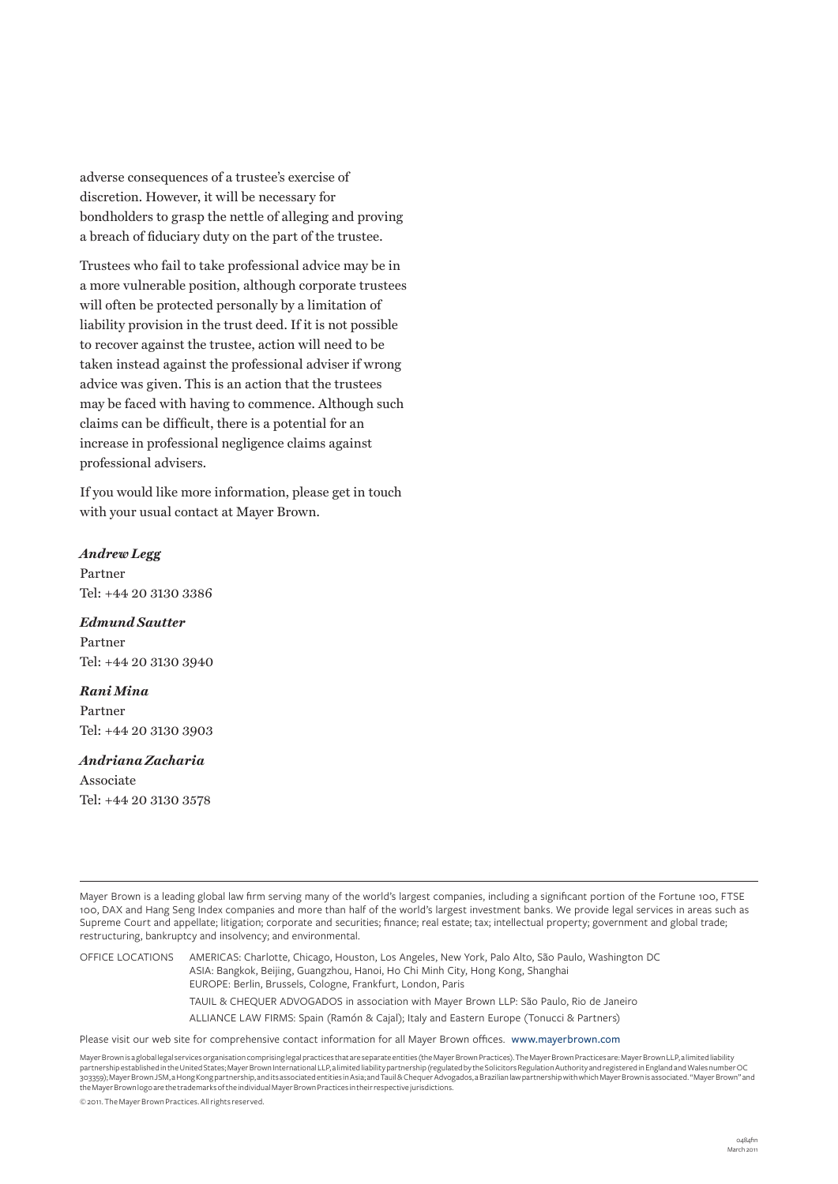adverse consequences of a trustee's exercise of discretion. However, it will be necessary for bondholders to grasp the nettle of alleging and proving a breach of fiduciary duty on the part of the trustee.

Trustees who fail to take professional advice may be in a more vulnerable position, although corporate trustees will often be protected personally by a limitation of liability provision in the trust deed. If it is not possible to recover against the trustee, action will need to be taken instead against the professional adviser if wrong advice was given. This is an action that the trustees may be faced with having to commence. Although such claims can be difficult, there is a potential for an increase in professional negligence claims against professional advisers.

If you would like more information, please get in touch with your usual contact at Mayer Brown.

***Andrew Legg***
Partner
Tel: +44 20 3130 3386

***Edmund Sautter***
Partner
Tel: +44 20 3130 3940

***Rani Mina***
Partner
Tel: +44 20 3130 3903

***Andriana Zacharia***
Associate
Tel: +44 20 3130 3578

---

Mayer Brown is a leading global law firm serving many of the world's largest companies, including a significant portion of the Fortune 100, FTSE 100, DAX and Hang Seng Index companies and more than half of the world's largest investment banks. We provide legal services in areas such as Supreme Court and appellate; litigation; corporate and securities; finance; real estate; tax; intellectual property; government and global trade; restructuring, bankruptcy and insolvency; and environmental.

OFFICE LOCATIONS AMERICAS: Charlotte, Chicago, Houston, Los Angeles, New York, Palo Alto, São Paulo, Washington DC
ASIA: Bangkok, Beijing, Guangzhou, Hanoi, Ho Chi Minh City, Hong Kong, Shanghai
EUROPE: Berlin, Brussels, Cologne, Frankfurt, London, Paris

TAUIL & CHEQUER ADVOGADOS in association with Mayer Brown LLP: São Paulo, Rio de Janeiro

ALLIANCE LAW FIRMS: Spain (Ramón & Cajal); Italy and Eastern Europe (Tonucci & Partners)

Please visit our web site for comprehensive contact information for all Mayer Brown offices. www.mayerbrown.com

Mayer Brown is a global legal services organisation comprising legal practices that are separate entities (the Mayer Brown Practices). The Mayer Brown Practices are: Mayer Brown LLP, a limited liability partnership established in the United States; Mayer Brown International LLP, a limited liability partnership (regulated by the Solicitors Regulation Authority and registered in England and Wales number OC 303359); Mayer Brown JSM, a Hong Kong partnership, and its associated entities in Asia; and Tauil & Chequer Advogados, a Brazilian law partnership with which Mayer Brown is associated. "Mayer Brown" and the Mayer Brown logo are the trademarks of the individual Mayer Brown Practices in their respective jurisdictions.

© 2011. The Mayer Brown Practices. All rights reserved.

0484fin
March 2011